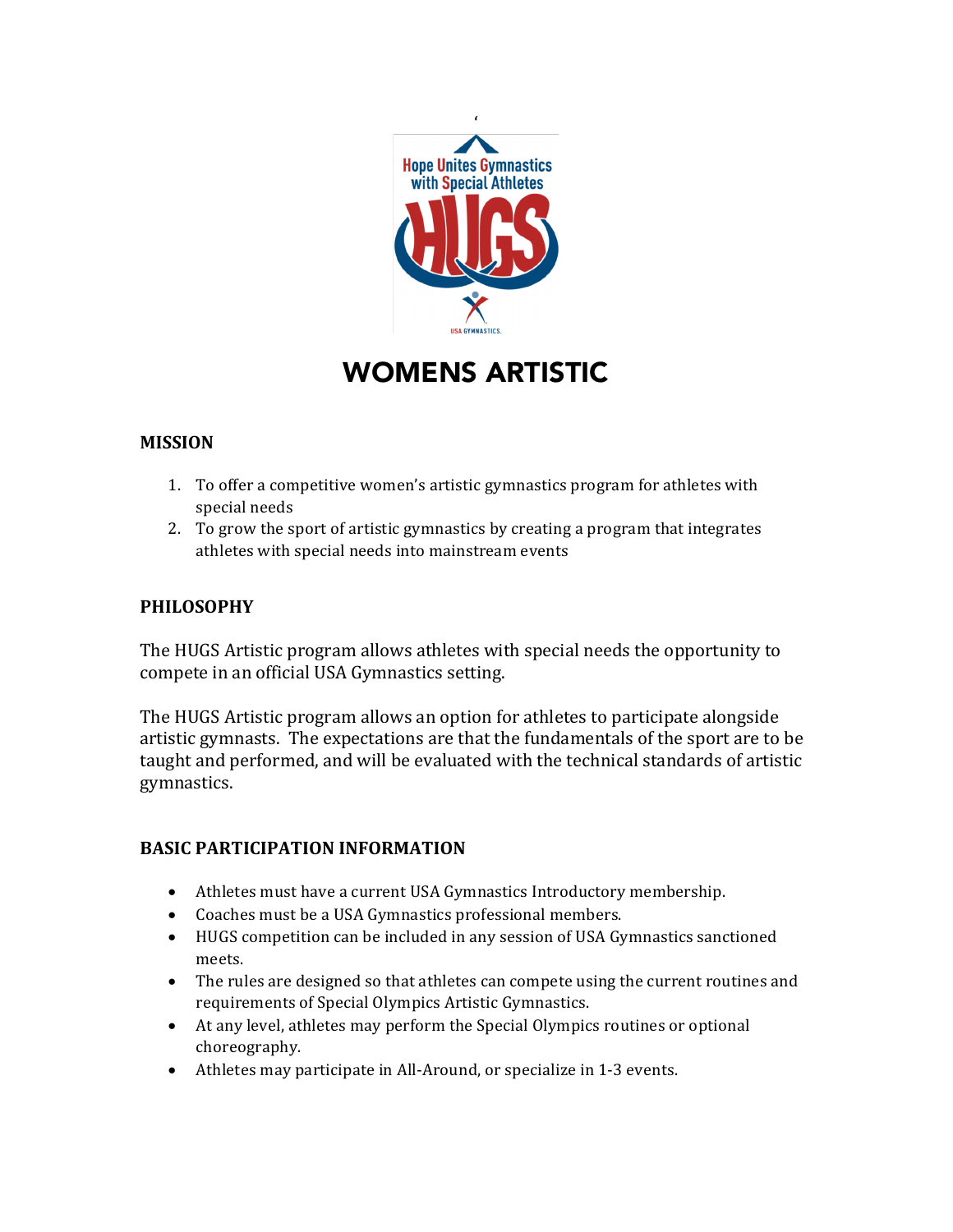# WOMENS ARTISTIC

## MISSION

1. To offer a competitive women's artistic gymnastics program for athletes with special needs
2. To grow the sport of artistic gymnastics by creating a program that integrates athletes with special needs into mainstream events

## PHILOSOPHY

The HUGS Artistic program allows athletes with special needs the opportunity to compete in an official USA Gymnastics setting.

The HUGS Artistic program allows an option for athletes to participate alongside artistic gymnasts. The expectations are that the fundamentals of the sport are to be taught and performed, and will be evaluated with the technical standards of artistic gymnastics.

## BASIC PARTICIPATION INFORMATION

- Athletes must have a current USA Gymnastics Introductory membership.
- Coaches must be a USA Gymnastics professional members.
- HUGS competition can be included in any session of USA Gymnastics sanctioned meets.
- The rules are designed so that athletes can compete using the current routines and requirements of Special Olympics Artistic Gymnastics.
- At any level, athletes may perform the Special Olympics routines or optional choreography.
- Athletes may participate in All-Around, or specialize in 1-3 events.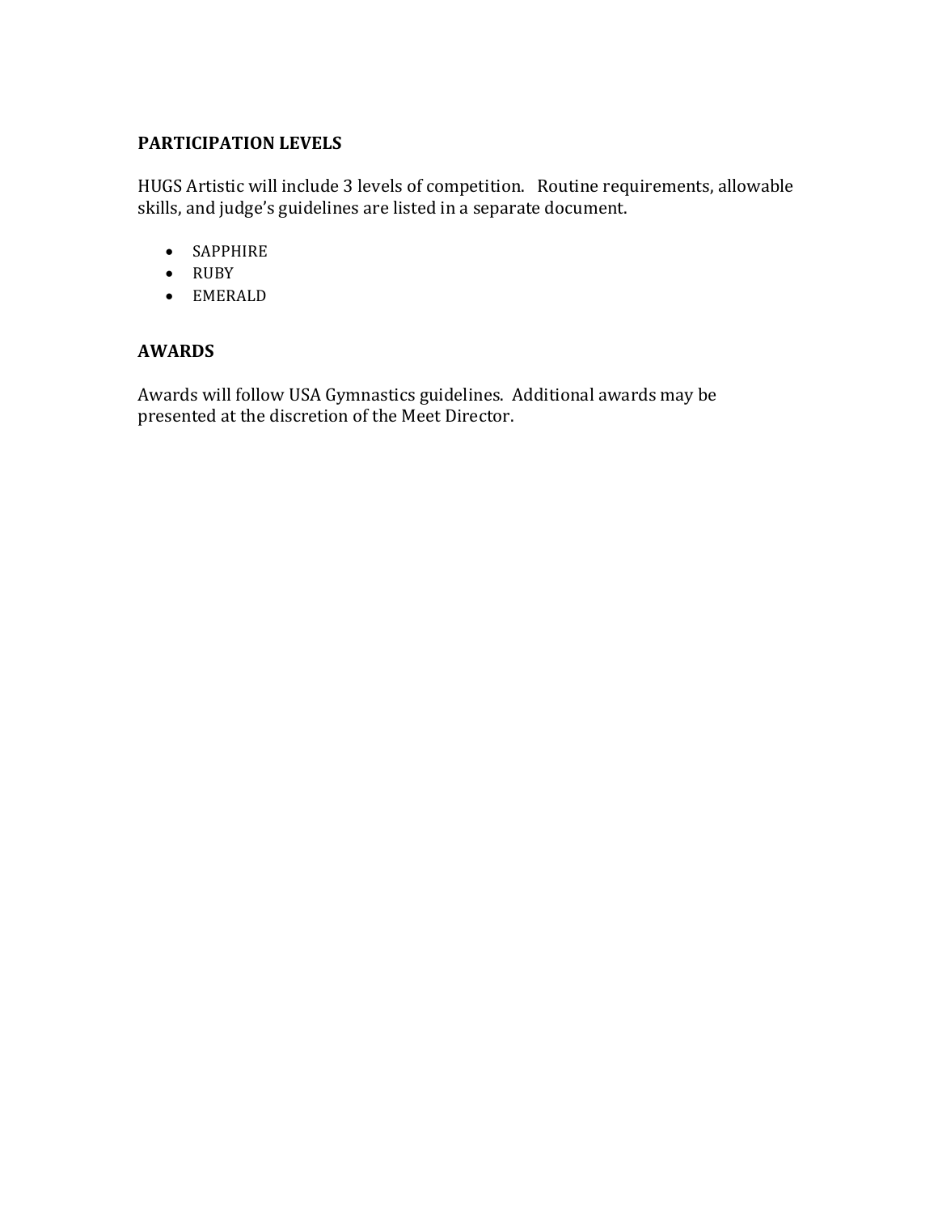## PARTICIPATION LEVELS

HUGS Artistic will include 3 levels of competition. Routine requirements, allowable skills, and judge's guidelines are listed in a separate document.

- SAPPHIRE
- RUBY
- EMERALD

## AWARDS

Awards will follow USA Gymnastics guidelines. Additional awards may be presented at the discretion of the Meet Director.